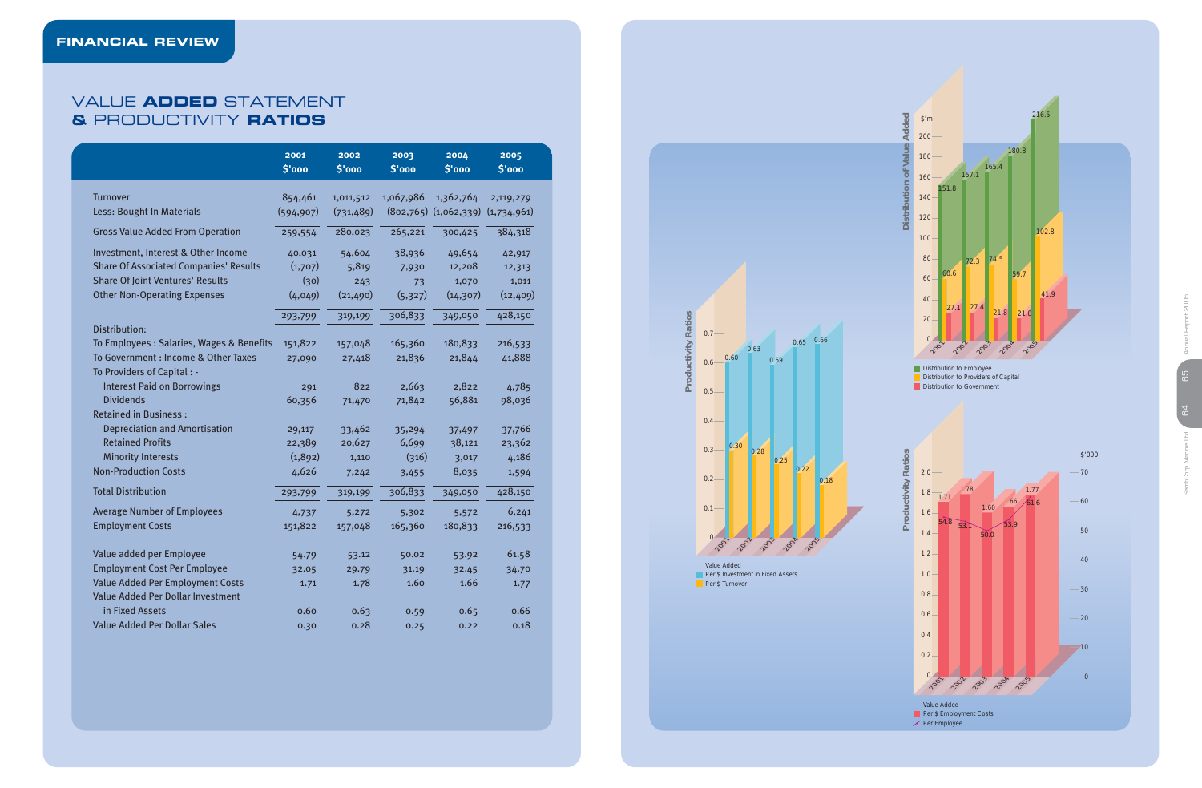# FINANCIAL REVIEW

## VALUE ADDED STATEMENT & PRODUCTIVITY RATIOS

| | 2001 $'000 | 2002 $'000 | 2003 $'000 | 2004 $'000 | 2005 $'000 |
|---|---|---|---|---|---|
| Turnover | 854,461 | 1,011,512 | 1,067,986 | 1,362,764 | 2,119,279 |
| Less: Bought In Materials | (594,907) | (731,489) | (802,765) | (1,062,339) | (1,734,961) |
| Gross Value Added From Operation | 259,554 | 280,023 | 265,221 | 300,425 | 384,318 |
| Investment, Interest & Other Income | 40,031 | 54,604 | 38,936 | 49,654 | 42,917 |
| Share Of Associated Companies' Results | (1,707) | 5,819 | 7,930 | 12,208 | 12,313 |
| Share Of Joint Ventures' Results | (30) | 243 | 73 | 1,070 | 1,011 |
| Other Non-Operating Expenses | (4,049) | (21,490) | (5,327) | (14,307) | (12,409) |
| | 293,799 | 319,199 | 306,833 | 349,050 | 428,150 |
| Distribution: | | | | | |
| To Employees : Salaries, Wages & Benefits | 151,822 | 157,048 | 165,360 | 180,833 | 216,533 |
| To Government : Income & Other Taxes | 27,090 | 27,418 | 21,836 | 21,844 | 41,888 |
| To Providers of Capital : - | | | | | |
| Interest Paid on Borrowings | 291 | 822 | 2,663 | 2,822 | 4,785 |
| Dividends | 60,356 | 71,470 | 71,842 | 56,881 | 98,036 |
| Retained in Business : | | | | | |
| Depreciation and Amortisation | 29,117 | 33,462 | 35,294 | 37,497 | 37,766 |
| Retained Profits | 22,389 | 20,627 | 6,699 | 38,121 | 23,362 |
| Minority Interests | (1,892) | 1,110 | (316) | 3,017 | 4,186 |
| Non-Production Costs | 4,626 | 7,242 | 3,455 | 8,035 | 1,594 |
| Total Distribution | 293,799 | 319,199 | 306,833 | 349,050 | 428,150 |
| Average Number of Employees | 4,737 | 5,272 | 5,302 | 5,572 | 6,241 |
| Employment Costs | 151,822 | 157,048 | 165,360 | 180,833 | 216,533 |
| Value added per Employee | 54.79 | 53.12 | 50.02 | 53.92 | 61.58 |
| Employment Cost Per Employee | 32.05 | 29.79 | 31.19 | 32.45 | 34.70 |
| Value Added Per Employment Costs | 1.71 | 1.78 | 1.60 | 1.66 | 1.77 |
| Value Added Per Dollar Investment in Fixed Assets | 0.60 | 0.63 | 0.59 | 0.65 | 0.66 |
| Value Added Per Dollar Sales | 0.30 | 0.28 | 0.25 | 0.22 | 0.18 |

**Productivity Ratios**

| Value Added | 2001 | 2002 | 2003 | 2004 | 2005 |
|---|---|---|---|---|---|
| Per $ Investment in Fixed Assets | 0.60 | 0.63 | 0.59 | 0.65 | 0.66 |
| Per $ Turnover | 0.30 | 0.28 | 0.25 | 0.22 | 0.18 |

**Distribution of Value Added ($'m)**

| | 2001 | 2002 | 2003 | 2004 | 2005 |
|---|---|---|---|---|---|
| Distribution to Employee | 151.8 | 157.1 | 165.4 | 180.8 | 216.5 |
| Distribution to Providers of Capital | 60.6 | 72.3 | 74.5 | 59.7 | 102.8 |
| Distribution to Government | 27.1 | 27.4 | 21.8 | 21.8 | 41.9 |

**Productivity Ratios**

| Value Added | 2001 | 2002 | 2003 | 2004 | 2005 |
|---|---|---|---|---|---|
| Per $ Employment Costs | 1.71 | 1.78 | 1.60 | 1.66 | 1.77 |
| Per Employee ($'000) | 54.8 | 53.1 | 50.0 | 53.9 | 61.6 |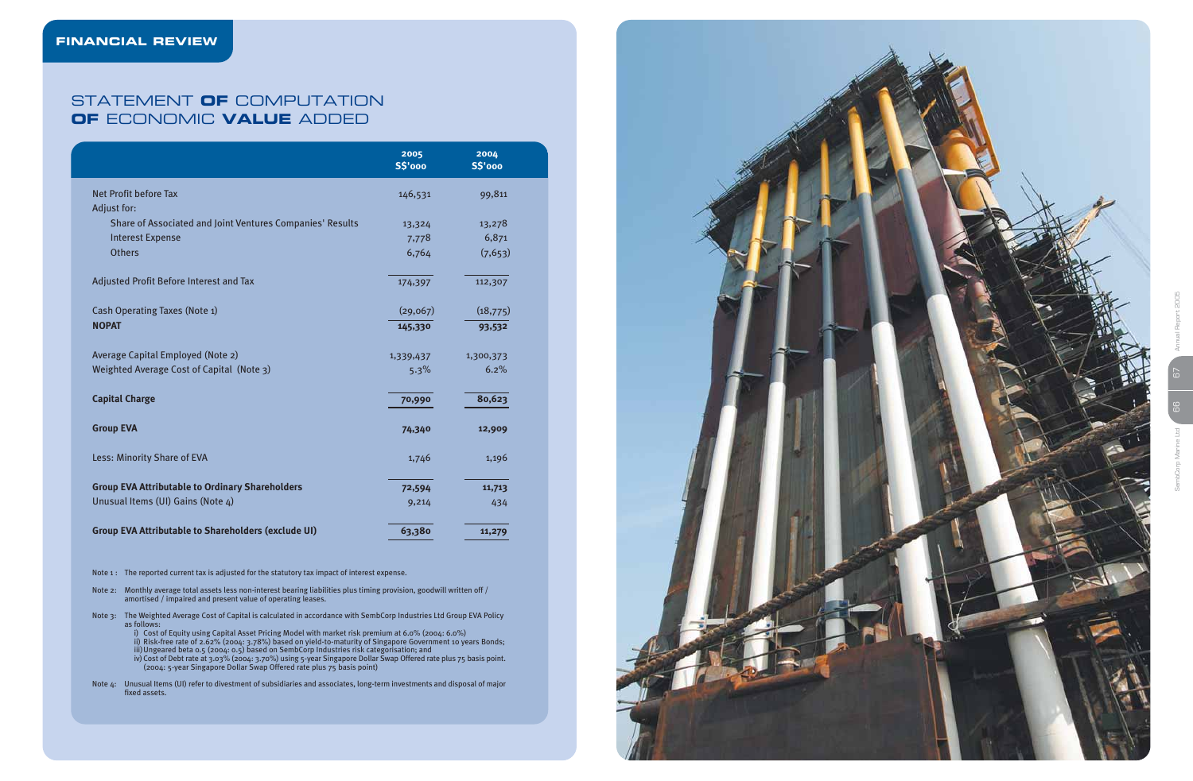## FINANCIAL REVIEW

# STATEMENT OF COMPUTATION OF ECONOMIC VALUE ADDED

| | 2005 S$'000 | 2004 S$'000 |
|---|---|---|
| Net Profit before Tax | 146,531 | 99,811 |
| Adjust for: | | |
| Share of Associated and Joint Ventures Companies' Results | 13,324 | 13,278 |
| Interest Expense | 7,778 | 6,871 |
| Others | 6,764 | (7,653) |
| Adjusted Profit Before Interest and Tax | 174,397 | 112,307 |
| Cash Operating Taxes (Note 1) | (29,067) | (18,775) |
| **NOPAT** | **145,330** | **93,532** |
| Average Capital Employed (Note 2) | 1,339,437 | 1,300,373 |
| Weighted Average Cost of Capital (Note 3) | 5.3% | 6.2% |
| **Capital Charge** | **70,990** | **80,623** |
| **Group EVA** | **74,340** | **12,909** |
| Less: Minority Share of EVA | 1,746 | 1,196 |
| **Group EVA Attributable to Ordinary Shareholders** | **72,594** | **11,713** |
| Unusual Items (UI) Gains (Note 4) | 9,214 | 434 |
| **Group EVA Attributable to Shareholders (exclude UI)** | **63,380** | **11,279** |

Note 1 : The reported current tax is adjusted for the statutory tax impact of interest expense.

Note 2: Monthly average total assets less non-interest bearing liabilities plus timing provision, goodwill written off / amortised / impaired and present value of operating leases.

Note 3: The Weighted Average Cost of Capital is calculated in accordance with SembCorp Industries Ltd Group EVA Policy as follows:

i) Cost of Equity using Capital Asset Pricing Model with market risk premium at 6.0% (2004: 6.0%)
ii) Risk-free rate of 2.62% (2004: 3.78%) based on yield-to-maturity of Singapore Government 10 years Bonds;
iii) Ungeared beta 0.5 (2004: 0.5) based on SembCorp Industries risk categorisation; and
iv) Cost of Debt rate at 3.03% (2004: 3.70%) using 5-year Singapore Dollar Swap Offered rate plus 75 basis point. (2004: 5-year Singapore Dollar Swap Offered rate plus 75 basis point)

Note 4: Unusual Items (UI) refer to divestment of subsidiaries and associates, long-term investments and disposal of major fixed assets.